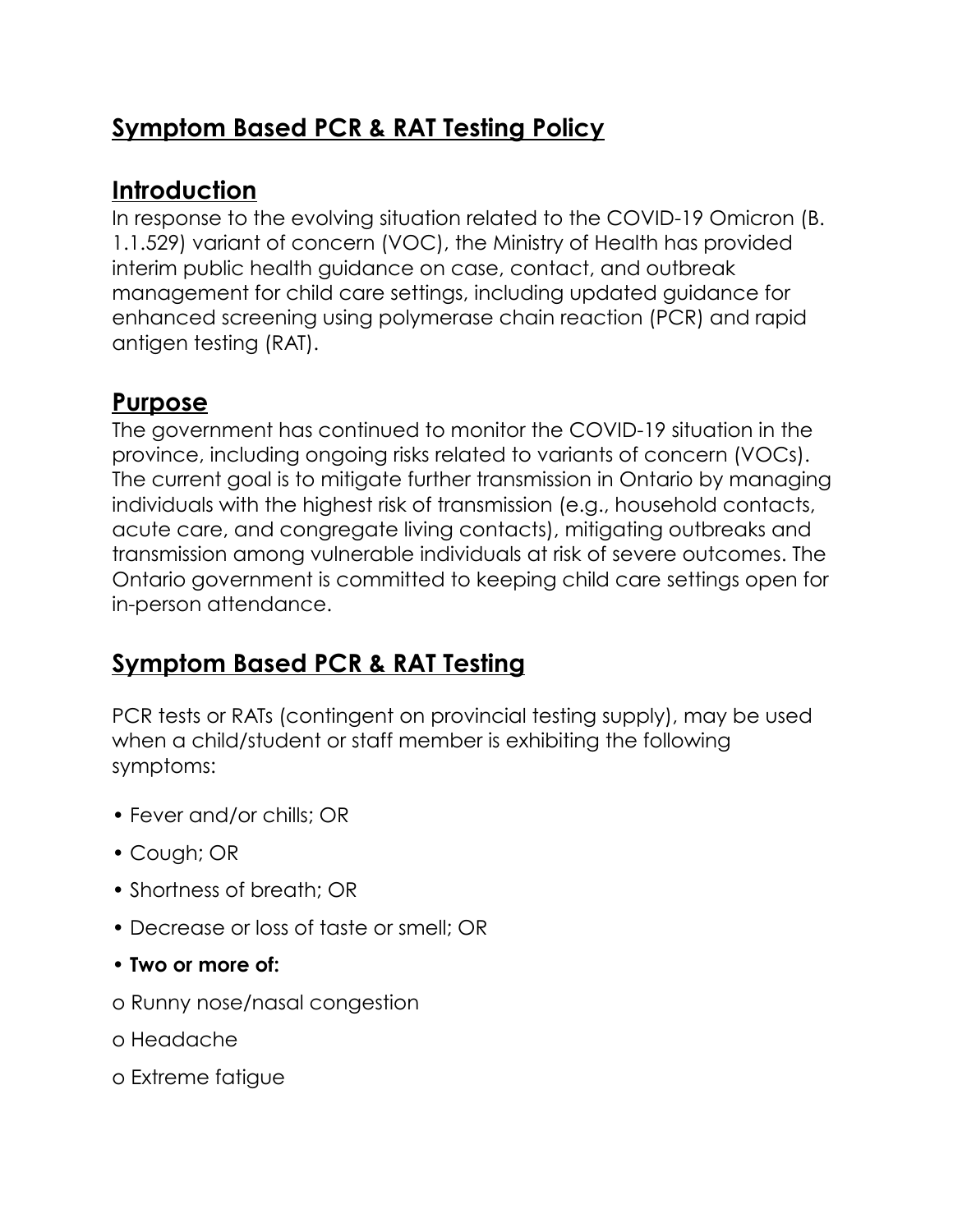# Symptom Based PCR & RAT Testing Policy

## Introduction

In response to the evolving situation related to the COVID-19 Omicron (B. 1.1.529) variant of concern (VOC), the Ministry of Health has provided interim public health guidance on case, contact, and outbreak management for child care settings, including updated guidance for enhanced screening using polymerase chain reaction (PCR) and rapid antigen testing (RAT).

## Purpose

The government has continued to monitor the COVID-19 situation in the province, including ongoing risks related to variants of concern (VOCs). The current goal is to mitigate further transmission in Ontario by managing individuals with the highest risk of transmission (e.g., household contacts, acute care, and congregate living contacts), mitigating outbreaks and transmission among vulnerable individuals at risk of severe outcomes. The Ontario government is committed to keeping child care settings open for in-person attendance.

## Symptom Based PCR & RAT Testing

PCR tests or RATs (contingent on provincial testing supply), may be used when a child/student or staff member is exhibiting the following symptoms:

- Fever and/or chills; OR
- Cough; OR
- Shortness of breath; OR
- Decrease or loss of taste or smell; OR
- **Two or more of:**
  - Runny nose/nasal congestion
  - Headache
  - Extreme fatigue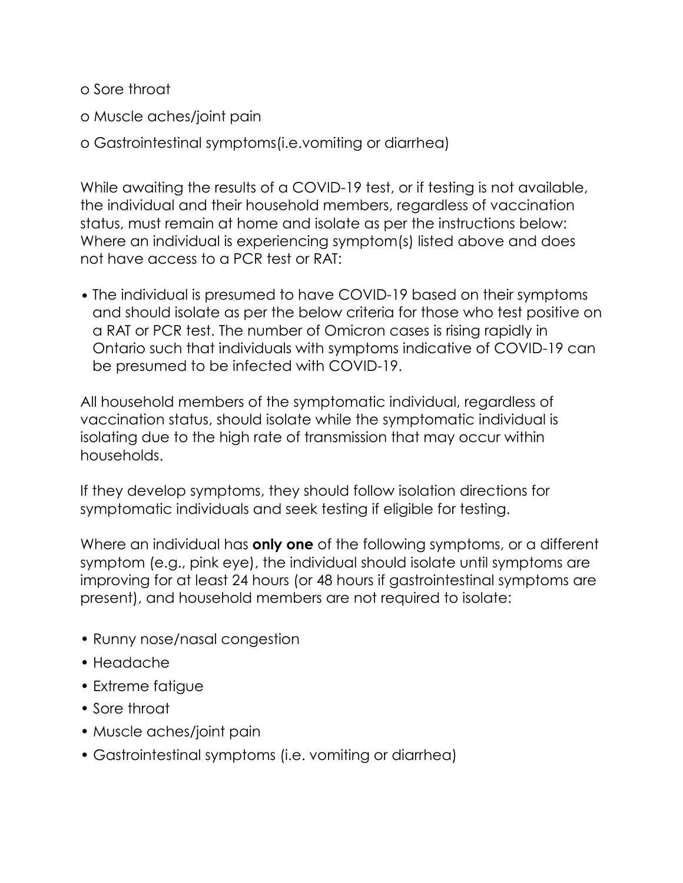- Sore throat
- Muscle aches/joint pain
- Gastrointestinal symptoms(i.e.vomiting or diarrhea)

While awaiting the results of a COVID-19 test, or if testing is not available, the individual and their household members, regardless of vaccination status, must remain at home and isolate as per the instructions below: Where an individual is experiencing symptom(s) listed above and does not have access to a PCR test or RAT:

- The individual is presumed to have COVID-19 based on their symptoms and should isolate as per the below criteria for those who test positive on a RAT or PCR test. The number of Omicron cases is rising rapidly in Ontario such that individuals with symptoms indicative of COVID-19 can be presumed to be infected with COVID-19.

All household members of the symptomatic individual, regardless of vaccination status, should isolate while the symptomatic individual is isolating due to the high rate of transmission that may occur within households.

If they develop symptoms, they should follow isolation directions for symptomatic individuals and seek testing if eligible for testing.

Where an individual has **only one** of the following symptoms, or a different symptom (e.g., pink eye), the individual should isolate until symptoms are improving for at least 24 hours (or 48 hours if gastrointestinal symptoms are present), and household members are not required to isolate:

- Runny nose/nasal congestion
- Headache
- Extreme fatigue
- Sore throat
- Muscle aches/joint pain
- Gastrointestinal symptoms (i.e. vomiting or diarrhea)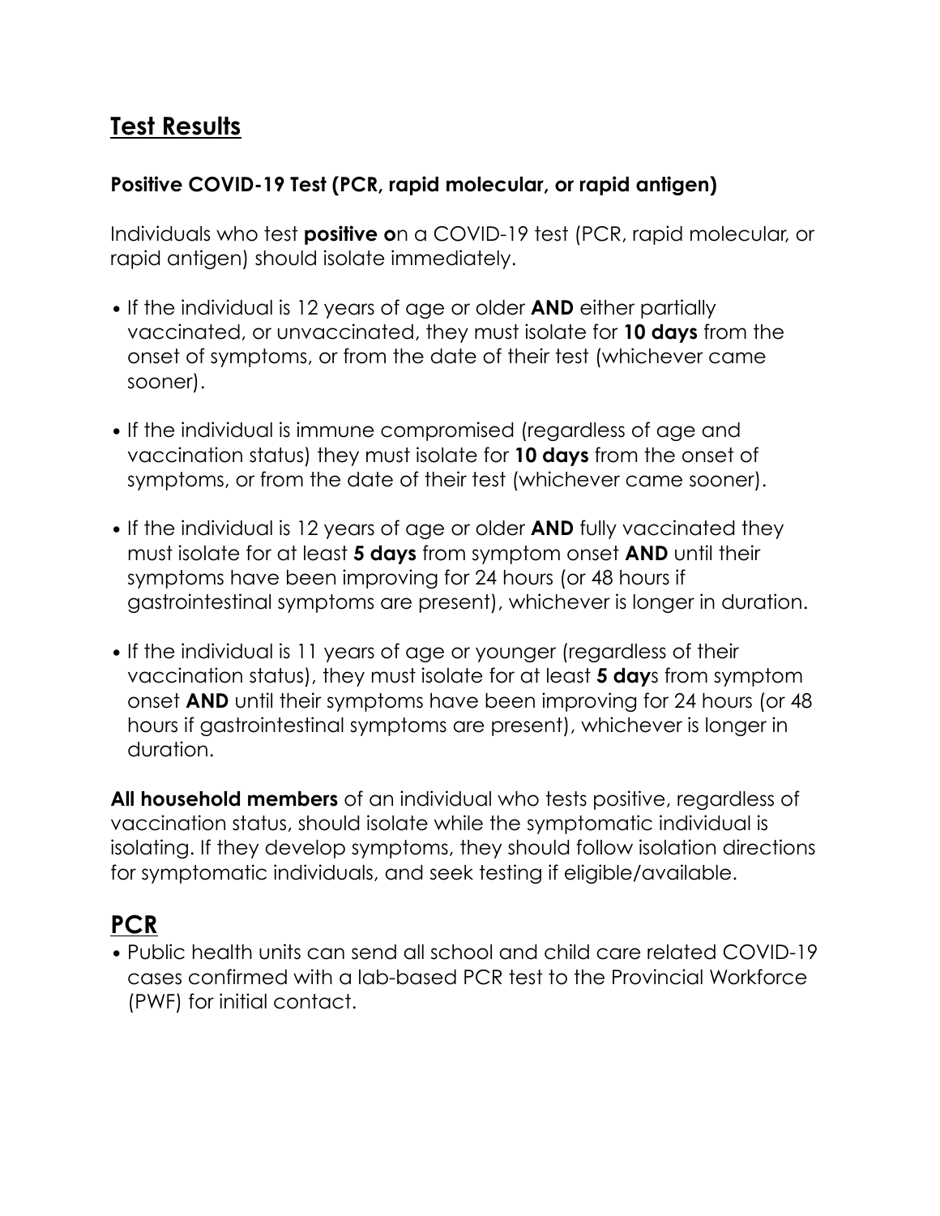## Test Results

### Positive COVID-19 Test (PCR, rapid molecular, or rapid antigen)

Individuals who test **positive o**n a COVID-19 test (PCR, rapid molecular, or rapid antigen) should isolate immediately.

- If the individual is 12 years of age or older **AND** either partially vaccinated, or unvaccinated, they must isolate for **10 days** from the onset of symptoms, or from the date of their test (whichever came sooner).
- If the individual is immune compromised (regardless of age and vaccination status) they must isolate for **10 days** from the onset of symptoms, or from the date of their test (whichever came sooner).
- If the individual is 12 years of age or older **AND** fully vaccinated they must isolate for at least **5 days** from symptom onset **AND** until their symptoms have been improving for 24 hours (or 48 hours if gastrointestinal symptoms are present), whichever is longer in duration.
- If the individual is 11 years of age or younger (regardless of their vaccination status), they must isolate for at least **5 day**s from symptom onset **AND** until their symptoms have been improving for 24 hours (or 48 hours if gastrointestinal symptoms are present), whichever is longer in duration.

**All household members** of an individual who tests positive, regardless of vaccination status, should isolate while the symptomatic individual is isolating. If they develop symptoms, they should follow isolation directions for symptomatic individuals, and seek testing if eligible/available.

## PCR

- Public health units can send all school and child care related COVID-19 cases confirmed with a lab-based PCR test to the Provincial Workforce (PWF) for initial contact.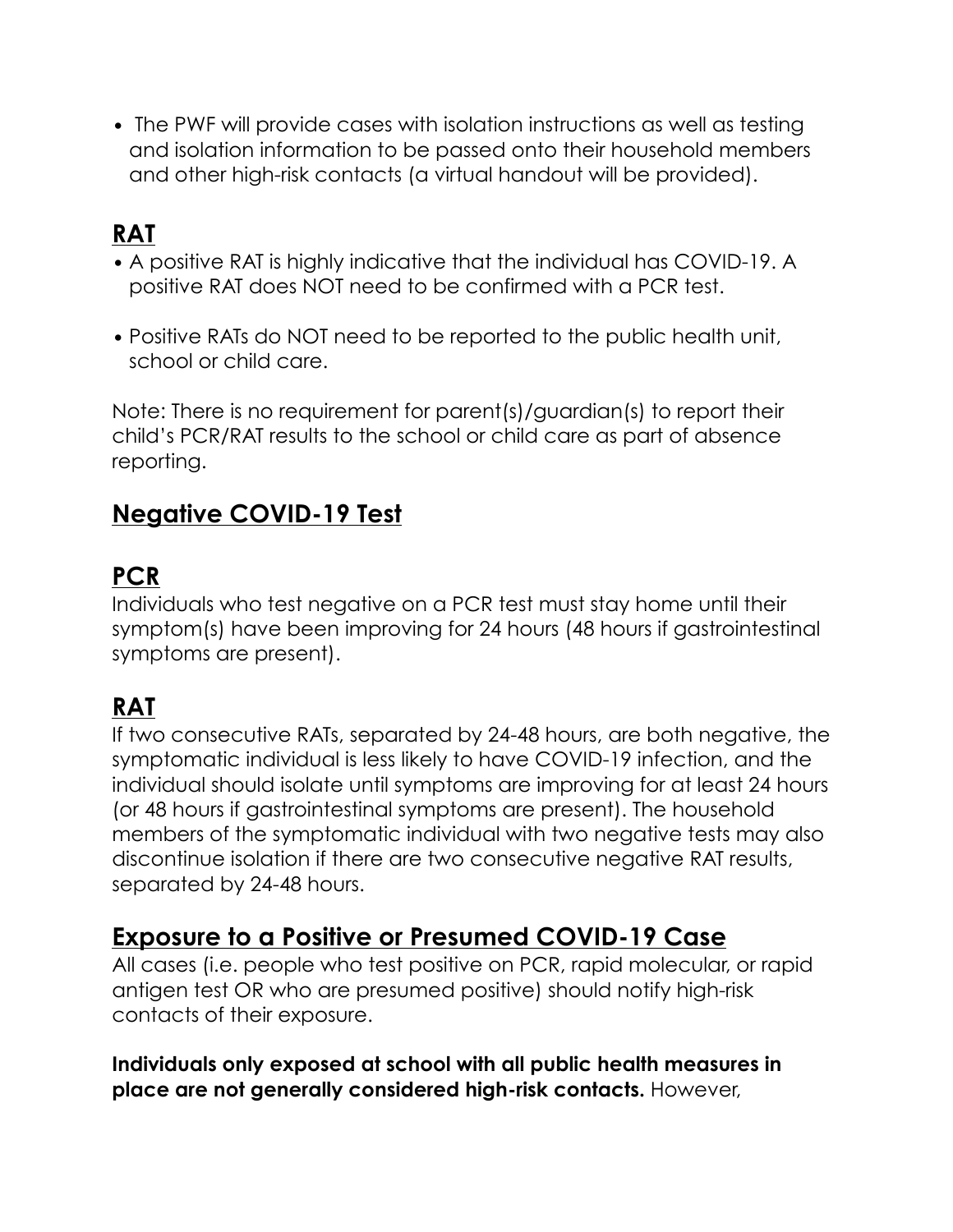- The PWF will provide cases with isolation instructions as well as testing and isolation information to be passed onto their household members and other high-risk contacts (a virtual handout will be provided).

## RAT

- A positive RAT is highly indicative that the individual has COVID-19. A positive RAT does NOT need to be confirmed with a PCR test.
- Positive RATs do NOT need to be reported to the public health unit, school or child care.

Note: There is no requirement for parent(s)/guardian(s) to report their child's PCR/RAT results to the school or child care as part of absence reporting.

# Negative COVID-19 Test

## PCR

Individuals who test negative on a PCR test must stay home until their symptom(s) have been improving for 24 hours (48 hours if gastrointestinal symptoms are present).

## RAT

If two consecutive RATs, separated by 24-48 hours, are both negative, the symptomatic individual is less likely to have COVID-19 infection, and the individual should isolate until symptoms are improving for at least 24 hours (or 48 hours if gastrointestinal symptoms are present). The household members of the symptomatic individual with two negative tests may also discontinue isolation if there are two consecutive negative RAT results, separated by 24-48 hours.

# Exposure to a Positive or Presumed COVID-19 Case

All cases (i.e. people who test positive on PCR, rapid molecular, or rapid antigen test OR who are presumed positive) should notify high-risk contacts of their exposure.

**Individuals only exposed at school with all public health measures in place are not generally considered high-risk contacts.** However,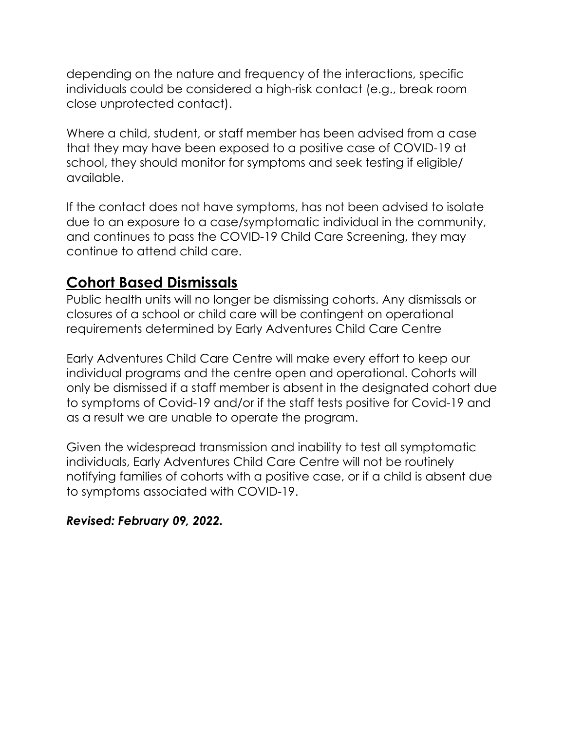depending on the nature and frequency of the interactions, specific individuals could be considered a high-risk contact (e.g., break room close unprotected contact).

Where a child, student, or staff member has been advised from a case that they may have been exposed to a positive case of COVID-19 at school, they should monitor for symptoms and seek testing if eligible/ available.

If the contact does not have symptoms, has not been advised to isolate due to an exposure to a case/symptomatic individual in the community, and continues to pass the COVID-19 Child Care Screening, they may continue to attend child care.

## Cohort Based Dismissals

Public health units will no longer be dismissing cohorts. Any dismissals or closures of a school or child care will be contingent on operational requirements determined by Early Adventures Child Care Centre

Early Adventures Child Care Centre will make every effort to keep our individual programs and the centre open and operational. Cohorts will only be dismissed if a staff member is absent in the designated cohort due to symptoms of Covid-19 and/or if the staff tests positive for Covid-19 and as a result we are unable to operate the program.

Given the widespread transmission and inability to test all symptomatic individuals, Early Adventures Child Care Centre will not be routinely notifying families of cohorts with a positive case, or if a child is absent due to symptoms associated with COVID-19.

***Revised: February 09, 2022.***